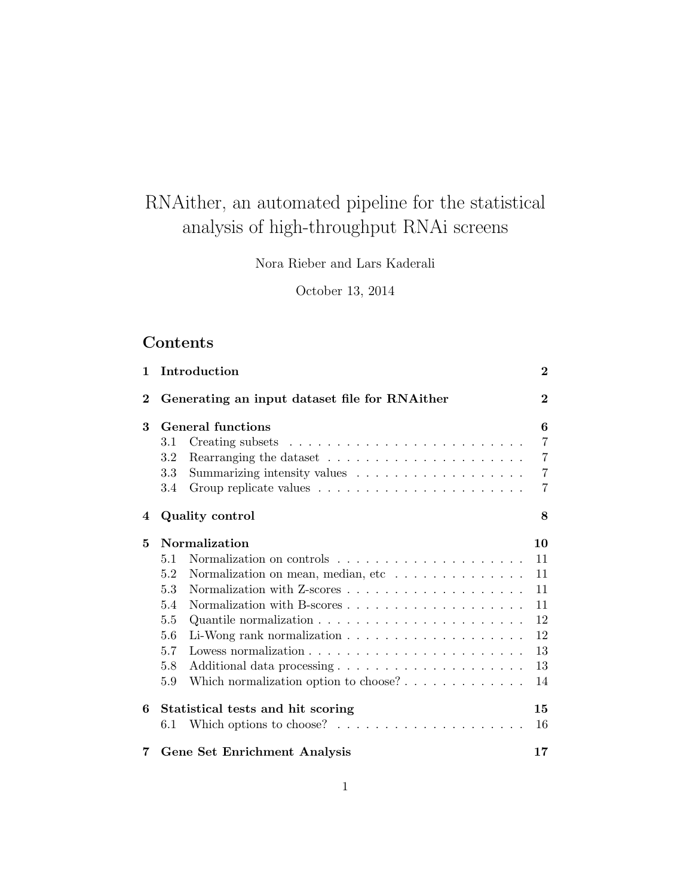# RNAither, an automated pipeline for the statistical analysis of high-throughput RNAi screens

Nora Rieber and Lars Kaderali

October 13, 2014

## Contents

| | | |
|---|---|---|
| **1** | **Introduction** | **2** |
| **2** | **Generating an input dataset file for RNAither** | **2** |
| **3** | **General functions** | **6** |
| 3.1 | Creating subsets | 7 |
| 3.2 | Rearranging the dataset | 7 |
| 3.3 | Summarizing intensity values | 7 |
| 3.4 | Group replicate values | 7 |
| **4** | **Quality control** | **8** |
| **5** | **Normalization** | **10** |
| 5.1 | Normalization on controls | 11 |
| 5.2 | Normalization on mean, median, etc | 11 |
| 5.3 | Normalization with Z-scores | 11 |
| 5.4 | Normalization with B-scores | 11 |
| 5.5 | Quantile normalization | 12 |
| 5.6 | Li-Wong rank normalization | 12 |
| 5.7 | Lowess normalization | 13 |
| 5.8 | Additional data processing | 13 |
| 5.9 | Which normalization option to choose? | 14 |
| **6** | **Statistical tests and hit scoring** | **15** |
| 6.1 | Which options to choose? | 16 |
| **7** | **Gene Set Enrichment Analysis** | **17** |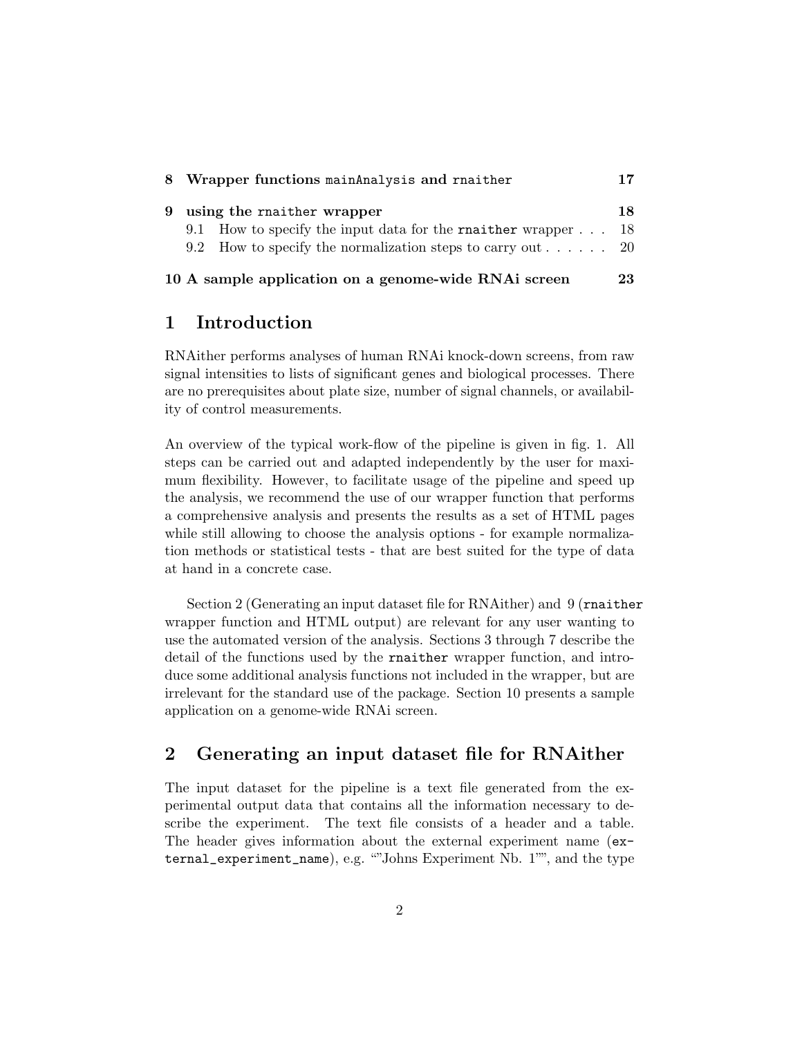| | | |
|---|---|---|
| **8 Wrapper functions `mainAnalysis` and `rnaither`** | | **17** |
| **9 using the `rnaither` wrapper** | | **18** |
| | 9.1 How to specify the input data for the `rnaither` wrapper | 18 |
| | 9.2 How to specify the normalization steps to carry out | 20 |
| **10 A sample application on a genome-wide RNAi screen** | | **23** |

# 1 Introduction

RNAither performs analyses of human RNAi knock-down screens, from raw signal intensities to lists of significant genes and biological processes. There are no prerequisites about plate size, number of signal channels, or availability of control measurements.

An overview of the typical work-flow of the pipeline is given in fig. 1. All steps can be carried out and adapted independently by the user for maximum flexibility. However, to facilitate usage of the pipeline and speed up the analysis, we recommend the use of our wrapper function that performs a comprehensive analysis and presents the results as a set of HTML pages while still allowing to choose the analysis options - for example normalization methods or statistical tests - that are best suited for the type of data at hand in a concrete case.

Section 2 (Generating an input dataset file for RNAither) and 9 (`rnaither` wrapper function and HTML output) are relevant for any user wanting to use the automated version of the analysis. Sections 3 through 7 describe the detail of the functions used by the `rnaither` wrapper function, and introduce some additional analysis functions not included in the wrapper, but are irrelevant for the standard use of the package. Section 10 presents a sample application on a genome-wide RNAi screen.

# 2 Generating an input dataset file for RNAither

The input dataset for the pipeline is a text file generated from the experimental output data that contains all the information necessary to describe the experiment. The text file consists of a header and a table. The header gives information about the external experiment name (`external_experiment_name`), e.g. “"Johns Experiment Nb. 1"”, and the type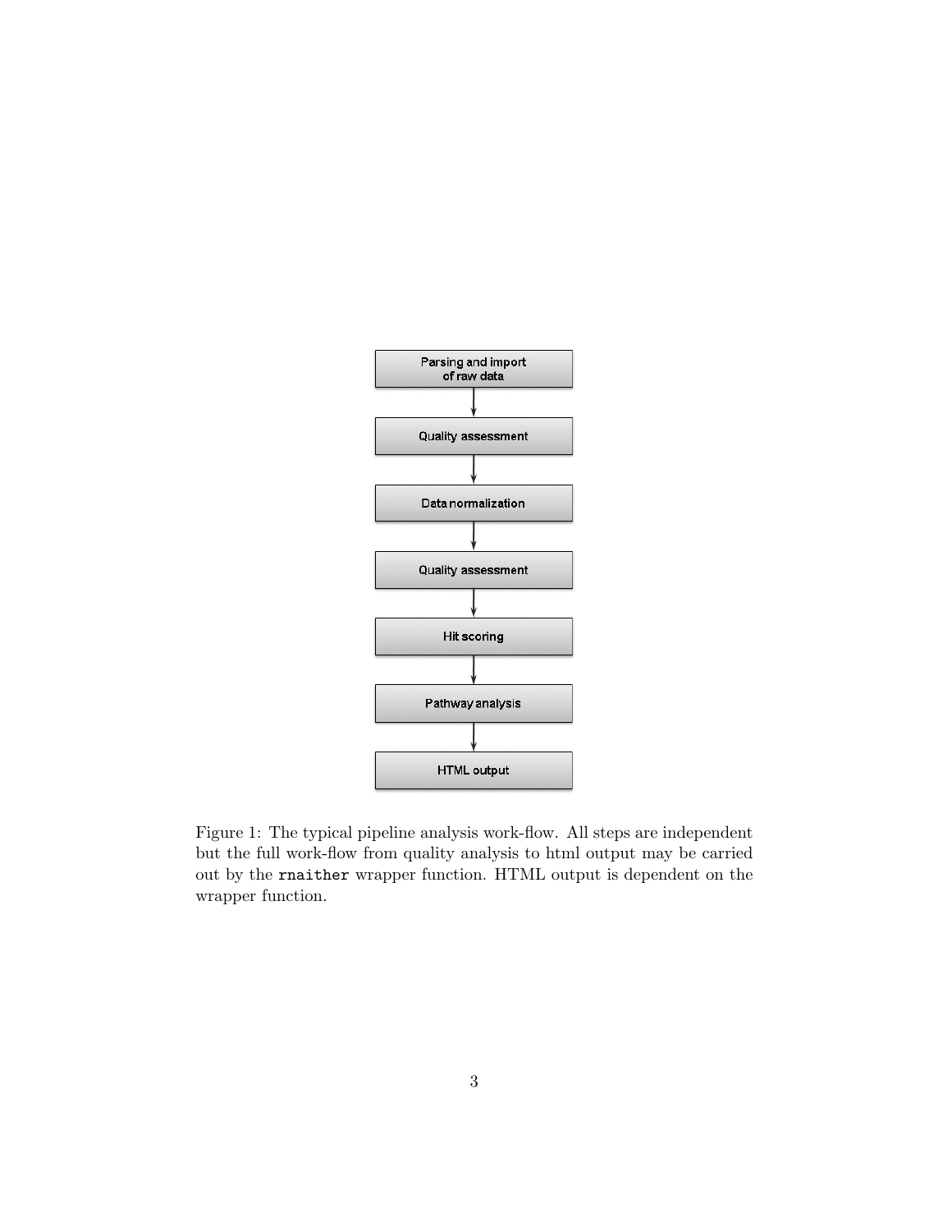Parsing and import of raw data

Quality assessment

Data normalization

Quality assessment

Hit scoring

Pathway analysis

HTML output

Figure 1: The typical pipeline analysis work-flow. All steps are independent but the full work-flow from quality analysis to html output may be carried out by the `rnaither` wrapper function. HTML output is dependent on the wrapper function.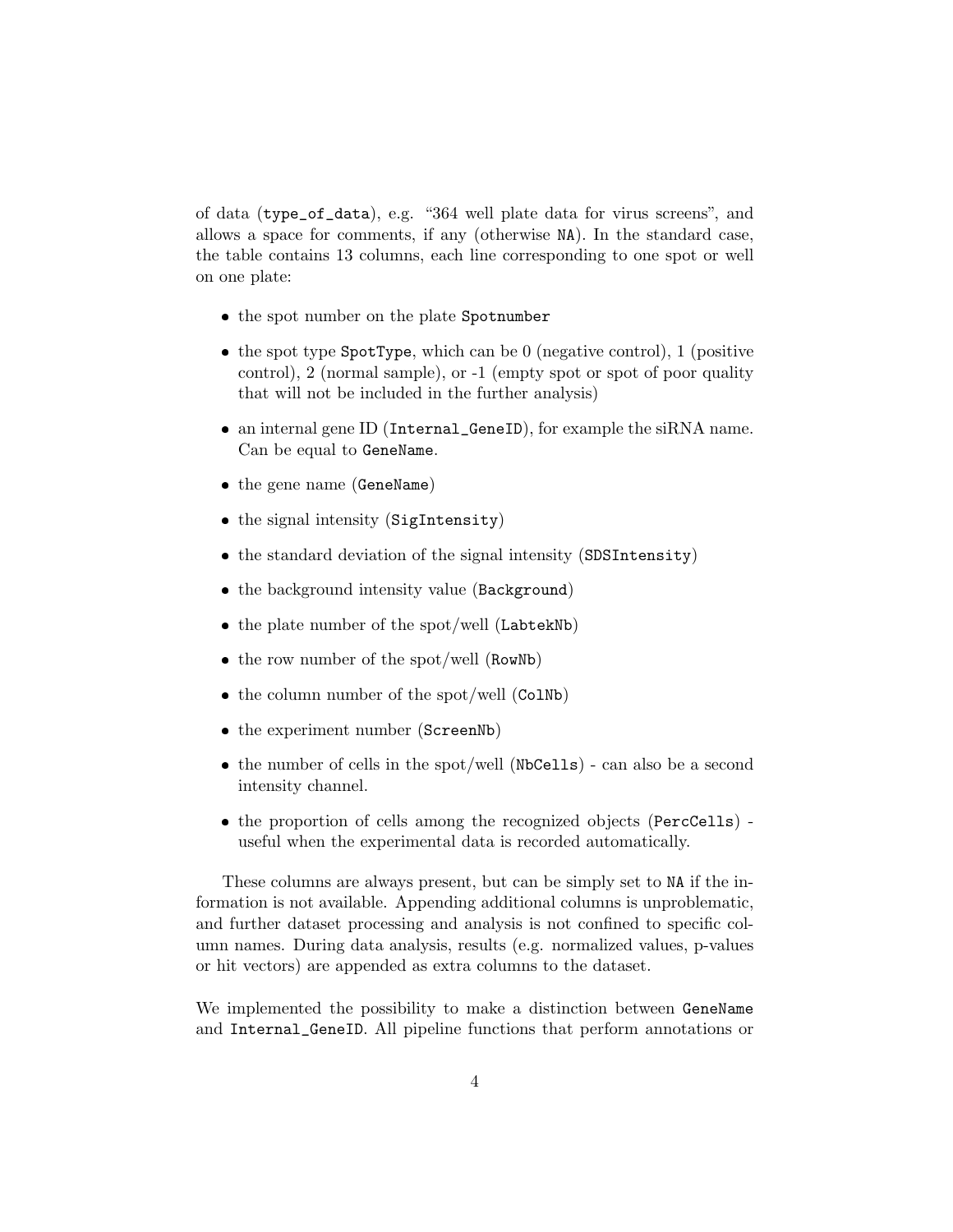of data (`type_of_data`), e.g. "364 well plate data for virus screens", and allows a space for comments, if any (otherwise `NA`). In the standard case, the table contains 13 columns, each line corresponding to one spot or well on one plate:

- the spot number on the plate `Spotnumber`
- the spot type `SpotType`, which can be 0 (negative control), 1 (positive control), 2 (normal sample), or -1 (empty spot or spot of poor quality that will not be included in the further analysis)
- an internal gene ID (`Internal_GeneID`), for example the siRNA name. Can be equal to `GeneName`.
- the gene name (`GeneName`)
- the signal intensity (`SigIntensity`)
- the standard deviation of the signal intensity (`SDSIntensity`)
- the background intensity value (`Background`)
- the plate number of the spot/well (`LabtekNb`)
- the row number of the spot/well (`RowNb`)
- the column number of the spot/well (`ColNb`)
- the experiment number (`ScreenNb`)
- the number of cells in the spot/well (`NbCells`) - can also be a second intensity channel.
- the proportion of cells among the recognized objects (`PercCells`) - useful when the experimental data is recorded automatically.

These columns are always present, but can be simply set to `NA` if the information is not available. Appending additional columns is unproblematic, and further dataset processing and analysis is not confined to specific column names. During data analysis, results (e.g. normalized values, p-values or hit vectors) are appended as extra columns to the dataset.

We implemented the possibility to make a distinction between `GeneName` and `Internal_GeneID`. All pipeline functions that perform annotations or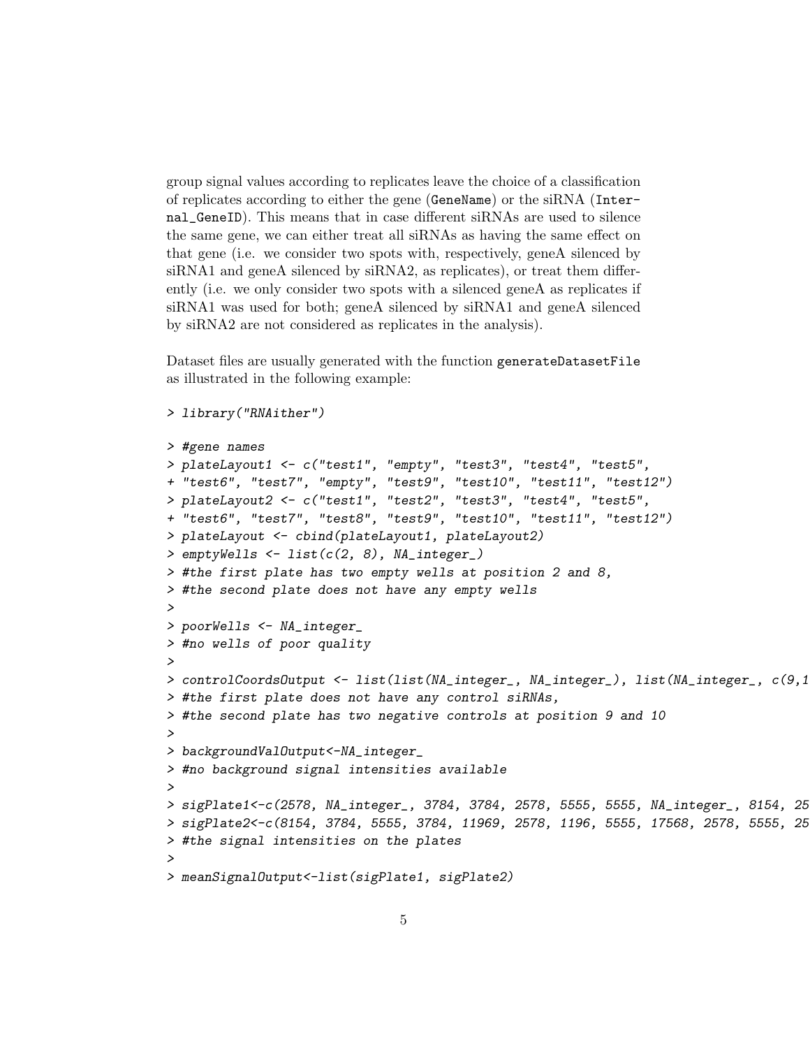group signal values according to replicates leave the choice of a classification of replicates according to either the gene (GeneName) or the siRNA (Internal_GeneID). This means that in case different siRNAs are used to silence the same gene, we can either treat all siRNAs as having the same effect on that gene (i.e. we consider two spots with, respectively, geneA silenced by siRNA1 and geneA silenced by siRNA2, as replicates), or treat them differently (i.e. we only consider two spots with a silenced geneA as replicates if siRNA1 was used for both; geneA silenced by siRNA1 and geneA silenced by siRNA2 are not considered as replicates in the analysis).

Dataset files are usually generated with the function generateDatasetFile as illustrated in the following example:

```
> library("RNAither")
> #gene names
> plateLayout1 <- c("test1", "empty", "test3", "test4", "test5",
+ "test6", "test7", "empty", "test9", "test10", "test11", "test12")
> plateLayout2 <- c("test1", "test2", "test3", "test4", "test5",
+ "test6", "test7", "test8", "test9", "test10", "test11", "test12")
> plateLayout <- cbind(plateLayout1, plateLayout2)
> emptyWells <- list(c(2, 8), NA_integer_)
> #the first plate has two empty wells at position 2 and 8,
> #the second plate does not have any empty wells
>
> poorWells <- NA_integer_
> #no wells of poor quality
>
> controlCoordsOutput <- list(list(NA_integer_, NA_integer_), list(NA_integer_, c(9,1
> #the first plate does not have any control siRNAs,
> #the second plate has two negative controls at position 9 and 10
>
> backgroundValOutput<-NA_integer_
> #no background signal intensities available
>
> sigPlate1<-c(2578, NA_integer_, 3784, 3784, 2578, 5555, 5555, NA_integer_, 8154, 25
> sigPlate2<-c(8154, 3784, 5555, 3784, 11969, 2578, 1196, 5555, 17568, 2578, 5555, 25
> #the signal intensities on the plates
>
> meanSignalOutput<-list(sigPlate1, sigPlate2)
```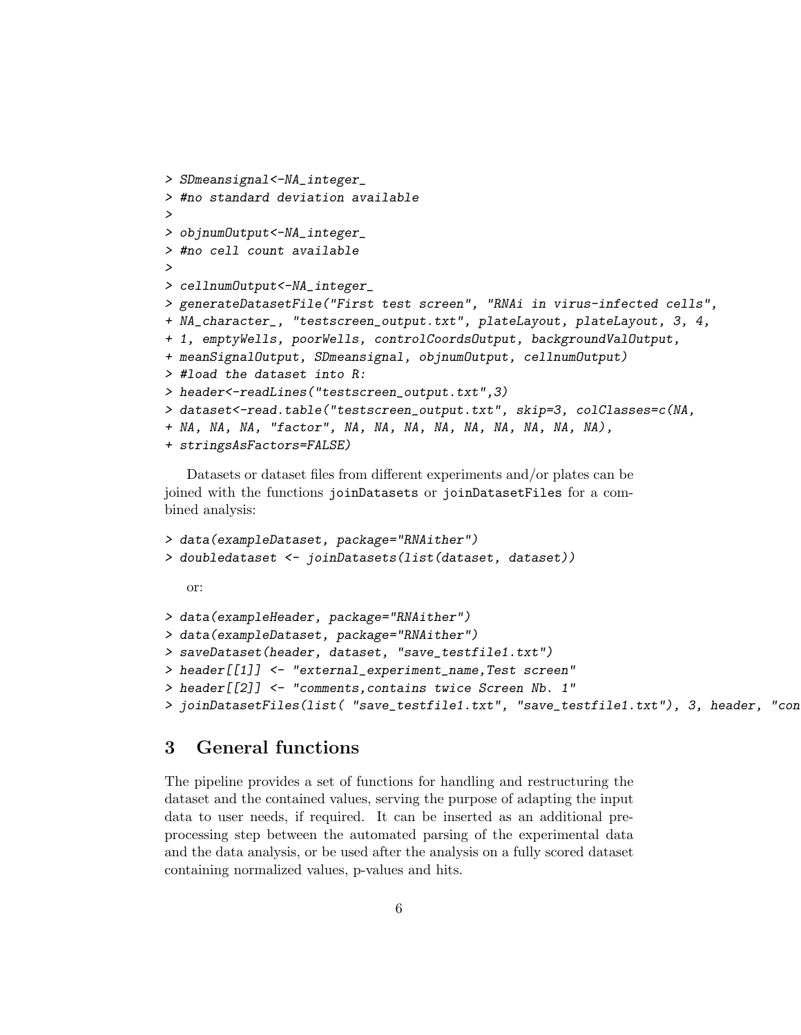```
> SDmeansignal<-NA_integer_
> #no standard deviation available
>
> objnumOutput<-NA_integer_
> #no cell count available
>
> cellnumOutput<-NA_integer_
> generateDatasetFile("First test screen", "RNAi in virus-infected cells",
+ NA_character_, "testscreen_output.txt", plateLayout, plateLayout, 3, 4,
+ 1, emptyWells, poorWells, controlCoordsOutput, backgroundValOutput,
+ meanSignalOutput, SDmeansignal, objnumOutput, cellnumOutput)
> #load the dataset into R:
> header<-readLines("testscreen_output.txt",3)
> dataset<-read.table("testscreen_output.txt", skip=3, colClasses=c(NA,
+ NA, NA, NA, "factor", NA, NA, NA, NA, NA, NA, NA, NA, NA),
+ stringsAsFactors=FALSE)
```

Datasets or dataset files from different experiments and/or plates can be joined with the functions joinDatasets or joinDatasetFiles for a combined analysis:

```
> data(exampleDataset, package="RNAither")
> doubledataset <- joinDatasets(list(dataset, dataset))
```

or:

```
> data(exampleHeader, package="RNAither")
> data(exampleDataset, package="RNAither")
> saveDataset(header, dataset, "save_testfile1.txt")
> header[[1]] <- "external_experiment_name,Test screen"
> header[[2]] <- "comments,contains twice Screen Nb. 1"
> joinDatasetFiles(list( "save_testfile1.txt", "save_testfile1.txt"), 3, header, "con
```

## 3 General functions

The pipeline provides a set of functions for handling and restructuring the dataset and the contained values, serving the purpose of adapting the input data to user needs, if required. It can be inserted as an additional preprocessing step between the automated parsing of the experimental data and the data analysis, or be used after the analysis on a fully scored dataset containing normalized values, p-values and hits.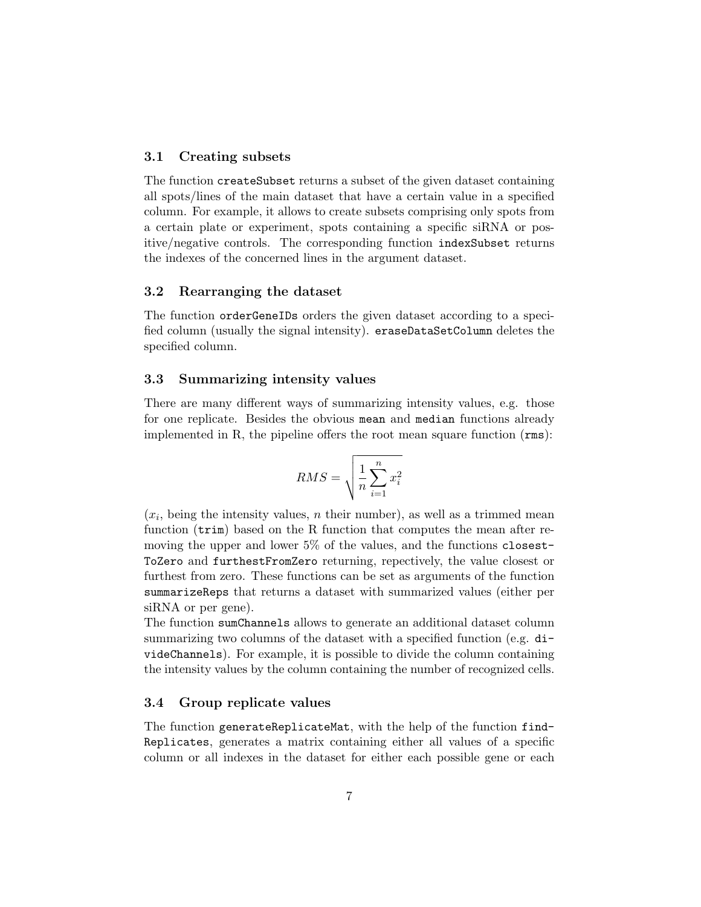### 3.1 Creating subsets

The function `createSubset` returns a subset of the given dataset containing all spots/lines of the main dataset that have a certain value in a specified column. For example, it allows to create subsets comprising only spots from a certain plate or experiment, spots containing a specific siRNA or positive/negative controls. The corresponding function `indexSubset` returns the indexes of the concerned lines in the argument dataset.

### 3.2 Rearranging the dataset

The function `orderGeneIDs` orders the given dataset according to a specified column (usually the signal intensity). `eraseDataSetColumn` deletes the specified column.

### 3.3 Summarizing intensity values

There are many different ways of summarizing intensity values, e.g. those for one replicate. Besides the obvious `mean` and `median` functions already implemented in R, the pipeline offers the root mean square function (`rms`):

$$RMS = \sqrt{\frac{1}{n}\sum_{i=1}^{n} x_i^2}$$

($x_i$, being the intensity values, $n$ their number), as well as a trimmed mean function (`trim`) based on the R function that computes the mean after removing the upper and lower 5% of the values, and the functions `closestToZero` and `furthestFromZero` returning, repectively, the value closest or furthest from zero. These functions can be set as arguments of the function `summarizeReps` that returns a dataset with summarized values (either per siRNA or per gene).

The function `sumChannels` allows to generate an additional dataset column summarizing two columns of the dataset with a specified function (e.g. `divideChannels`). For example, it is possible to divide the column containing the intensity values by the column containing the number of recognized cells.

### 3.4 Group replicate values

The function `generateReplicateMat`, with the help of the function `findReplicates`, generates a matrix containing either all values of a specific column or all indexes in the dataset for either each possible gene or each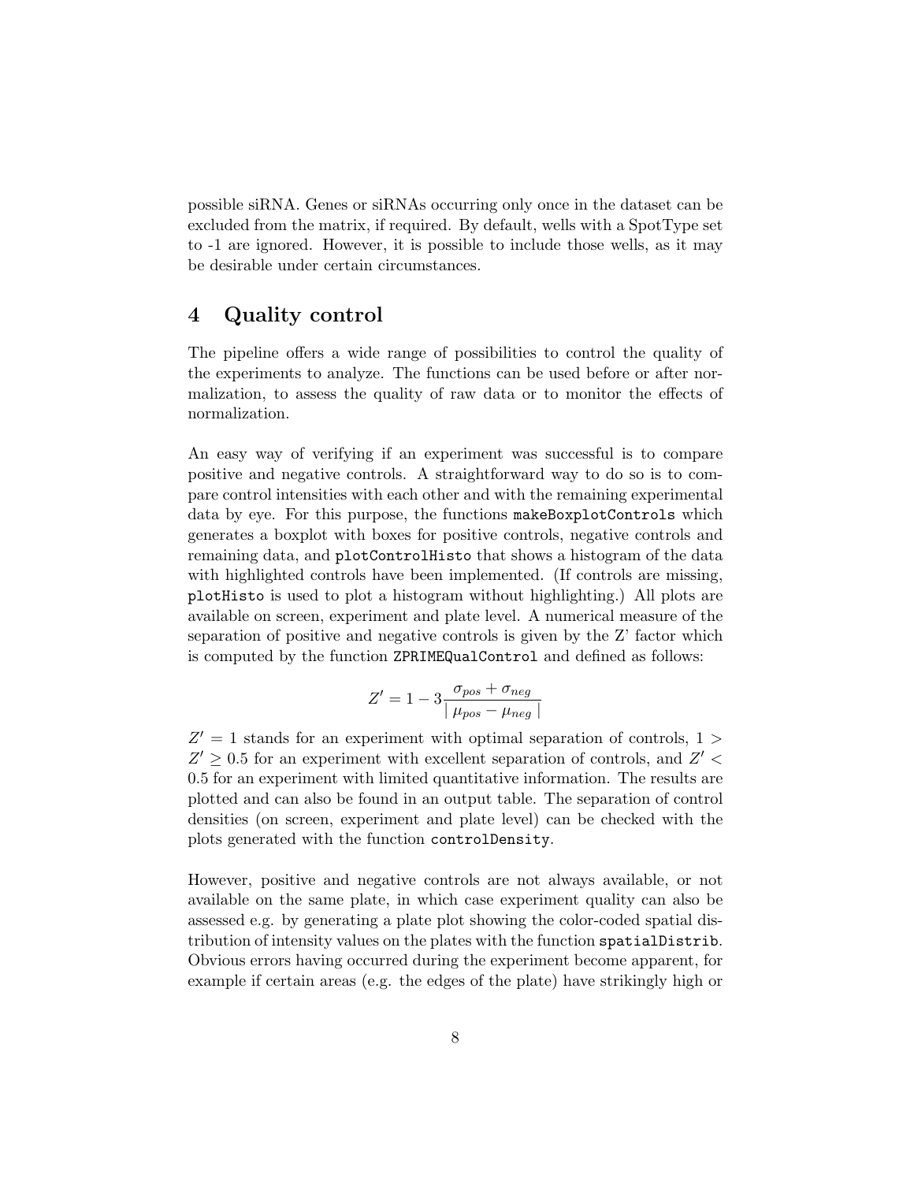possible siRNA. Genes or siRNAs occurring only once in the dataset can be excluded from the matrix, if required. By default, wells with a SpotType set to -1 are ignored. However, it is possible to include those wells, as it may be desirable under certain circumstances.

## 4 Quality control

The pipeline offers a wide range of possibilities to control the quality of the experiments to analyze. The functions can be used before or after normalization, to assess the quality of raw data or to monitor the effects of normalization.

An easy way of verifying if an experiment was successful is to compare positive and negative controls. A straightforward way to do so is to compare control intensities with each other and with the remaining experimental data by eye. For this purpose, the functions `makeBoxplotControls` which generates a boxplot with boxes for positive controls, negative controls and remaining data, and `plotControlHisto` that shows a histogram of the data with highlighted controls have been implemented. (If controls are missing, `plotHisto` is used to plot a histogram without highlighting.) All plots are available on screen, experiment and plate level. A numerical measure of the separation of positive and negative controls is given by the Z' factor which is computed by the function `ZPRIMEQualControl` and defined as follows:

$$Z' = 1 - 3\frac{\sigma_{pos} + \sigma_{neg}}{\mid \mu_{pos} - \mu_{neg} \mid}$$

$Z' = 1$ stands for an experiment with optimal separation of controls, $1 > Z' \geq 0.5$ for an experiment with excellent separation of controls, and $Z' < 0.5$ for an experiment with limited quantitative information. The results are plotted and can also be found in an output table. The separation of control densities (on screen, experiment and plate level) can be checked with the plots generated with the function `controlDensity`.

However, positive and negative controls are not always available, or not available on the same plate, in which case experiment quality can also be assessed e.g. by generating a plate plot showing the color-coded spatial distribution of intensity values on the plates with the function `spatialDistrib`. Obvious errors having occurred during the experiment become apparent, for example if certain areas (e.g. the edges of the plate) have strikingly high or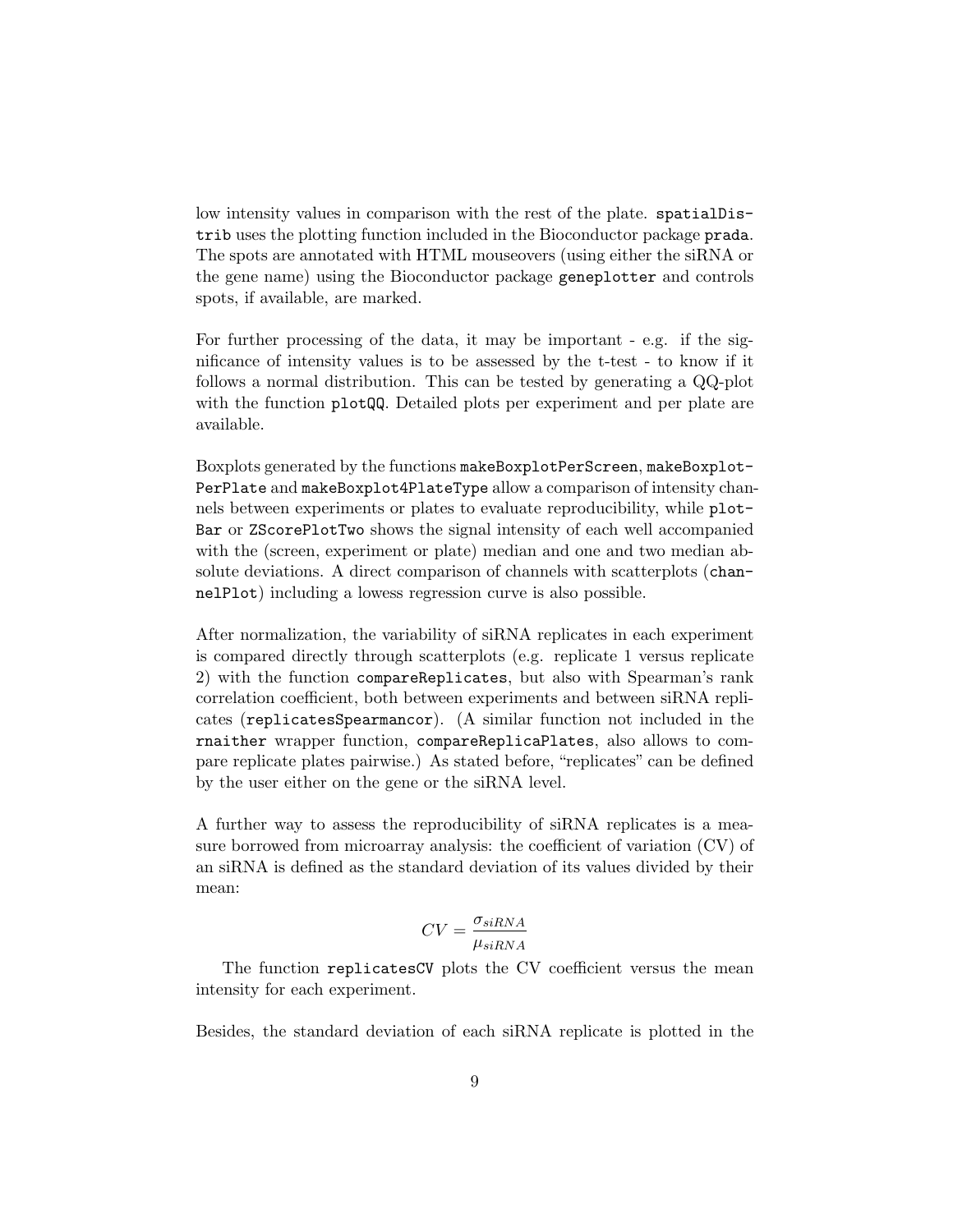low intensity values in comparison with the rest of the plate. `spatialDistrib` uses the plotting function included in the Bioconductor package `prada`. The spots are annotated with HTML mouseovers (using either the siRNA or the gene name) using the Bioconductor package `geneplotter` and controls spots, if available, are marked.

For further processing of the data, it may be important - e.g. if the significance of intensity values is to be assessed by the t-test - to know if it follows a normal distribution. This can be tested by generating a QQ-plot with the function `plotQQ`. Detailed plots per experiment and per plate are available.

Boxplots generated by the functions `makeBoxplotPerScreen`, `makeBoxplotPerPlate` and `makeBoxplot4PlateType` allow a comparison of intensity channels between experiments or plates to evaluate reproducibility, while `plotBar` or `ZScorePlotTwo` shows the signal intensity of each well accompanied with the (screen, experiment or plate) median and one and two median absolute deviations. A direct comparison of channels with scatterplots (`channelPlot`) including a lowess regression curve is also possible.

After normalization, the variability of siRNA replicates in each experiment is compared directly through scatterplots (e.g. replicate 1 versus replicate 2) with the function `compareReplicates`, but also with Spearman's rank correlation coefficient, both between experiments and between siRNA replicates (`replicatesSpearmancor`). (A similar function not included in the `rnaither` wrapper function, `compareReplicaPlates`, also allows to compare replicate plates pairwise.) As stated before, "replicates" can be defined by the user either on the gene or the siRNA level.

A further way to assess the reproducibility of siRNA replicates is a measure borrowed from microarray analysis: the coefficient of variation (CV) of an siRNA is defined as the standard deviation of its values divided by their mean:

$$CV = \frac{\sigma_{siRNA}}{\mu_{siRNA}}$$

The function `replicatesCV` plots the CV coefficient versus the mean intensity for each experiment.

Besides, the standard deviation of each siRNA replicate is plotted in the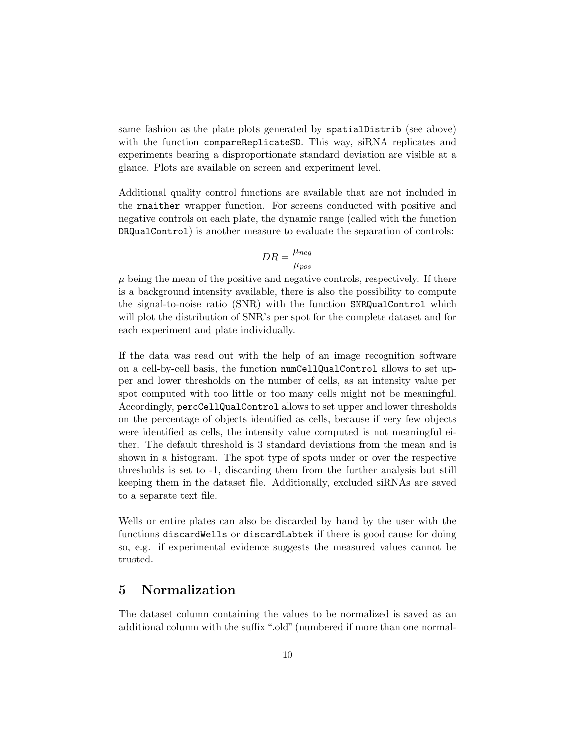same fashion as the plate plots generated by `spatialDistrib` (see above) with the function `compareReplicateSD`. This way, siRNA replicates and experiments bearing a disproportionate standard deviation are visible at a glance. Plots are available on screen and experiment level.

Additional quality control functions are available that are not included in the `rnaither` wrapper function. For screens conducted with positive and negative controls on each plate, the dynamic range (called with the function `DRQualControl`) is another measure to evaluate the separation of controls:

$$DR = \frac{\mu_{neg}}{\mu_{pos}}$$

$\mu$ being the mean of the positive and negative controls, respectively. If there is a background intensity available, there is also the possibility to compute the signal-to-noise ratio (SNR) with the function `SNRQualControl` which will plot the distribution of SNR's per spot for the complete dataset and for each experiment and plate individually.

If the data was read out with the help of an image recognition software on a cell-by-cell basis, the function `numCellQualControl` allows to set upper and lower thresholds on the number of cells, as an intensity value per spot computed with too little or too many cells might not be meaningful. Accordingly, `percCellQualControl` allows to set upper and lower thresholds on the percentage of objects identified as cells, because if very few objects were identified as cells, the intensity value computed is not meaningful either. The default threshold is 3 standard deviations from the mean and is shown in a histogram. The spot type of spots under or over the respective thresholds is set to -1, discarding them from the further analysis but still keeping them in the dataset file. Additionally, excluded siRNAs are saved to a separate text file.

Wells or entire plates can also be discarded by hand by the user with the functions `discardWells` or `discardLabtek` if there is good cause for doing so, e.g. if experimental evidence suggests the measured values cannot be trusted.

## 5 Normalization

The dataset column containing the values to be normalized is saved as an additional column with the suffix ".old" (numbered if more than one normal-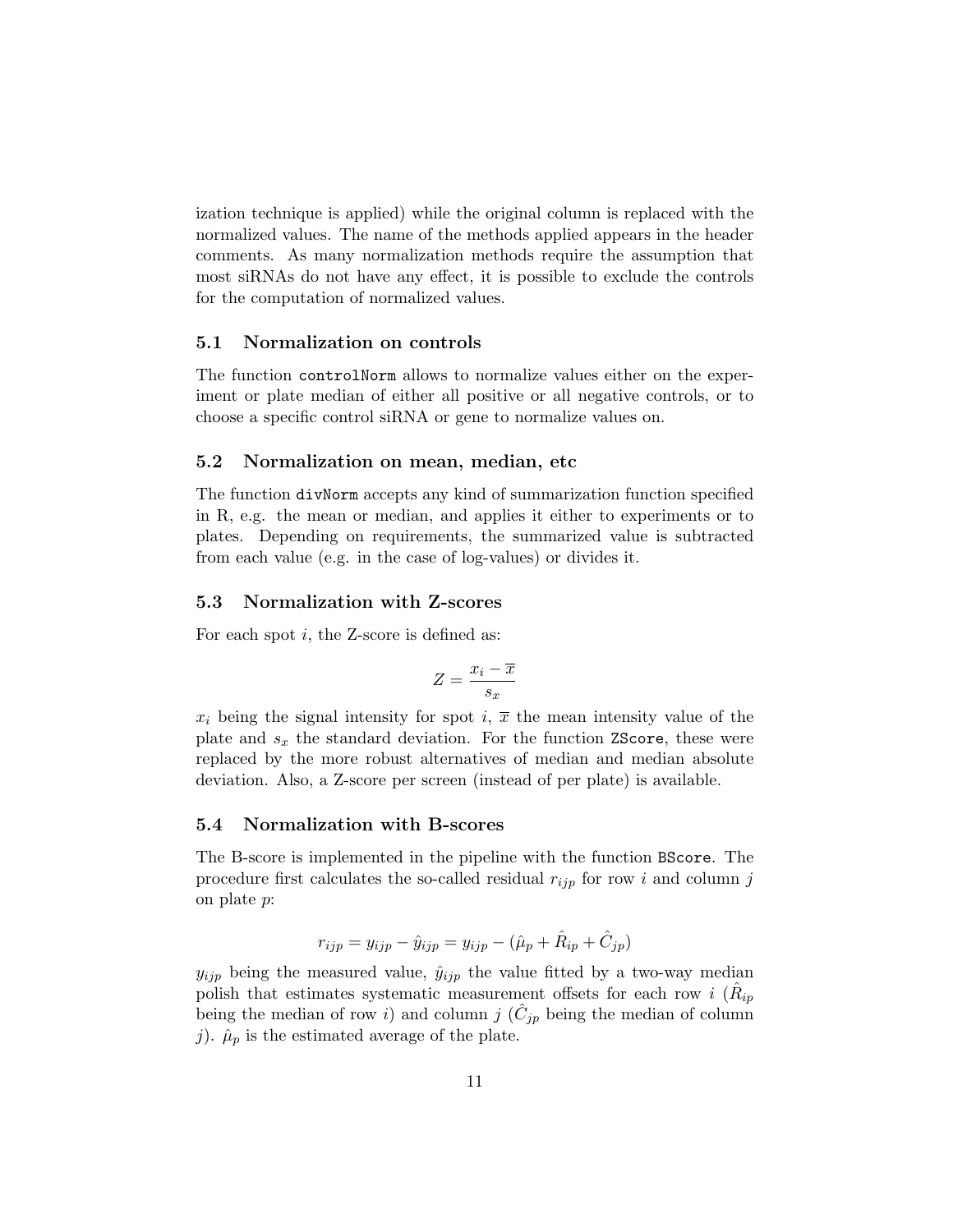ization technique is applied) while the original column is replaced with the normalized values. The name of the methods applied appears in the header comments. As many normalization methods require the assumption that most siRNAs do not have any effect, it is possible to exclude the controls for the computation of normalized values.

### 5.1 Normalization on controls

The function `controlNorm` allows to normalize values either on the experiment or plate median of either all positive or all negative controls, or to choose a specific control siRNA or gene to normalize values on.

### 5.2 Normalization on mean, median, etc

The function `divNorm` accepts any kind of summarization function specified in R, e.g. the mean or median, and applies it either to experiments or to plates. Depending on requirements, the summarized value is subtracted from each value (e.g. in the case of log-values) or divides it.

### 5.3 Normalization with Z-scores

For each spot $i$, the Z-score is defined as:

$$Z = \frac{x_i - \overline{x}}{s_x}$$

$x_i$ being the signal intensity for spot $i$, $\overline{x}$ the mean intensity value of the plate and $s_x$ the standard deviation. For the function `ZScore`, these were replaced by the more robust alternatives of median and median absolute deviation. Also, a Z-score per screen (instead of per plate) is available.

### 5.4 Normalization with B-scores

The B-score is implemented in the pipeline with the function `BScore`. The procedure first calculates the so-called residual $r_{ijp}$ for row $i$ and column $j$ on plate $p$:

$$r_{ijp} = y_{ijp} - \hat{y}_{ijp} = y_{ijp} - (\hat{\mu}_p + \hat{R}_{ip} + \hat{C}_{jp})$$

$y_{ijp}$ being the measured value, $\hat{y}_{ijp}$ the value fitted by a two-way median polish that estimates systematic measurement offsets for each row $i$ ($\hat{R}_{ip}$ being the median of row $i$) and column $j$ ($\hat{C}_{jp}$ being the median of column $j$). $\hat{\mu}_p$ is the estimated average of the plate.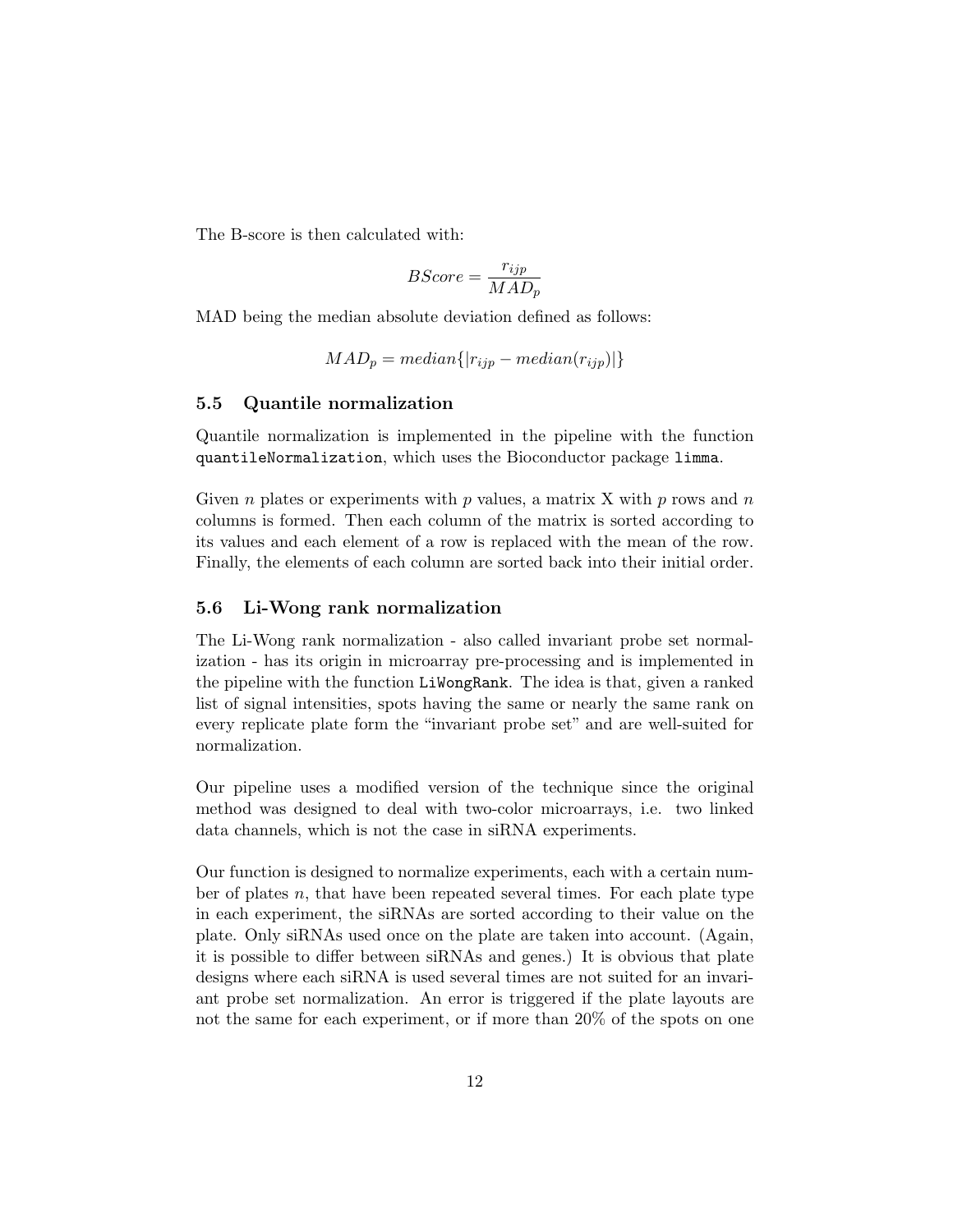The B-score is then calculated with:

$$BScore = \frac{r_{ijp}}{MAD_p}$$

MAD being the median absolute deviation defined as follows:

$$MAD_p = median\{|r_{ijp} - median(r_{ijp})|\}$$

### 5.5 Quantile normalization

Quantile normalization is implemented in the pipeline with the function `quantileNormalization`, which uses the Bioconductor package `limma`.

Given $n$ plates or experiments with $p$ values, a matrix X with $p$ rows and $n$ columns is formed. Then each column of the matrix is sorted according to its values and each element of a row is replaced with the mean of the row. Finally, the elements of each column are sorted back into their initial order.

### 5.6 Li-Wong rank normalization

The Li-Wong rank normalization - also called invariant probe set normalization - has its origin in microarray pre-processing and is implemented in the pipeline with the function `LiWongRank`. The idea is that, given a ranked list of signal intensities, spots having the same or nearly the same rank on every replicate plate form the "invariant probe set" and are well-suited for normalization.

Our pipeline uses a modified version of the technique since the original method was designed to deal with two-color microarrays, i.e. two linked data channels, which is not the case in siRNA experiments.

Our function is designed to normalize experiments, each with a certain number of plates $n$, that have been repeated several times. For each plate type in each experiment, the siRNAs are sorted according to their value on the plate. Only siRNAs used once on the plate are taken into account. (Again, it is possible to differ between siRNAs and genes.) It is obvious that plate designs where each siRNA is used several times are not suited for an invariant probe set normalization. An error is triggered if the plate layouts are not the same for each experiment, or if more than 20% of the spots on one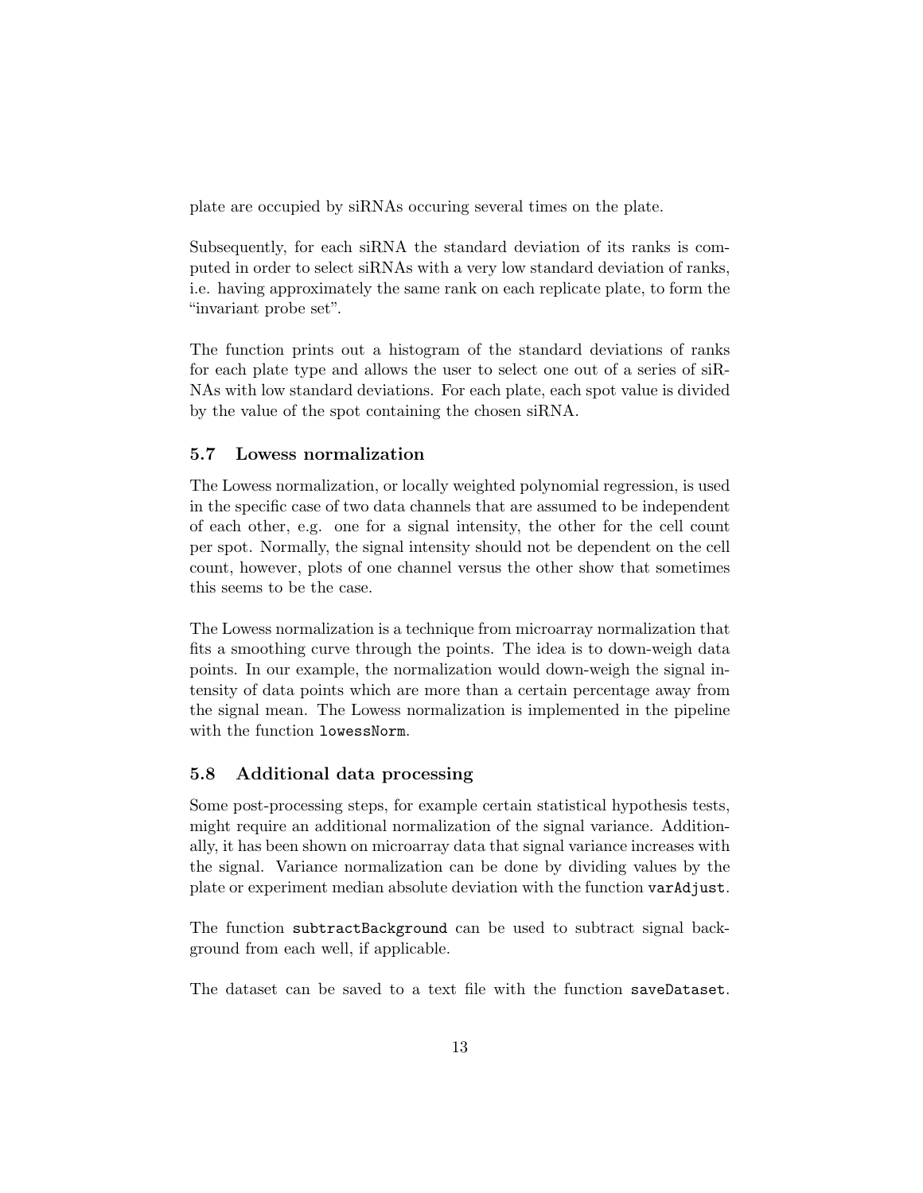plate are occupied by siRNAs occuring several times on the plate.

Subsequently, for each siRNA the standard deviation of its ranks is computed in order to select siRNAs with a very low standard deviation of ranks, i.e. having approximately the same rank on each replicate plate, to form the "invariant probe set".

The function prints out a histogram of the standard deviations of ranks for each plate type and allows the user to select one out of a series of siRNAs with low standard deviations. For each plate, each spot value is divided by the value of the spot containing the chosen siRNA.

### 5.7 Lowess normalization

The Lowess normalization, or locally weighted polynomial regression, is used in the specific case of two data channels that are assumed to be independent of each other, e.g. one for a signal intensity, the other for the cell count per spot. Normally, the signal intensity should not be dependent on the cell count, however, plots of one channel versus the other show that sometimes this seems to be the case.

The Lowess normalization is a technique from microarray normalization that fits a smoothing curve through the points. The idea is to down-weigh data points. In our example, the normalization would down-weigh the signal intensity of data points which are more than a certain percentage away from the signal mean. The Lowess normalization is implemented in the pipeline with the function `lowessNorm`.

### 5.8 Additional data processing

Some post-processing steps, for example certain statistical hypothesis tests, might require an additional normalization of the signal variance. Additionally, it has been shown on microarray data that signal variance increases with the signal. Variance normalization can be done by dividing values by the plate or experiment median absolute deviation with the function `varAdjust`.

The function `subtractBackground` can be used to subtract signal background from each well, if applicable.

The dataset can be saved to a text file with the function `saveDataset`.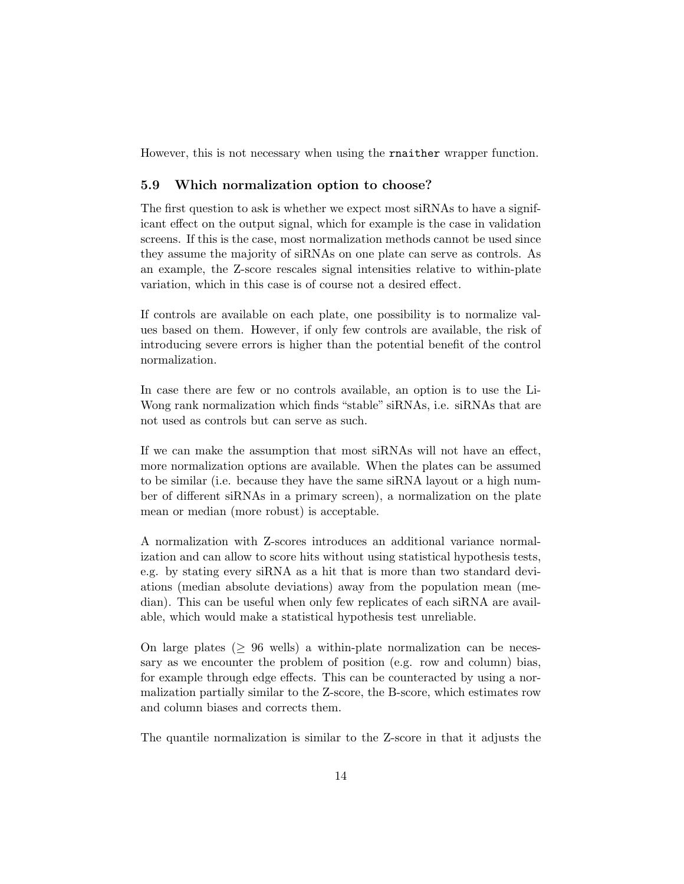However, this is not necessary when using the `rnaither` wrapper function.

### 5.9 Which normalization option to choose?

The first question to ask is whether we expect most siRNAs to have a significant effect on the output signal, which for example is the case in validation screens. If this is the case, most normalization methods cannot be used since they assume the majority of siRNAs on one plate can serve as controls. As an example, the Z-score rescales signal intensities relative to within-plate variation, which in this case is of course not a desired effect.

If controls are available on each plate, one possibility is to normalize values based on them. However, if only few controls are available, the risk of introducing severe errors is higher than the potential benefit of the control normalization.

In case there are few or no controls available, an option is to use the Li-Wong rank normalization which finds "stable" siRNAs, i.e. siRNAs that are not used as controls but can serve as such.

If we can make the assumption that most siRNAs will not have an effect, more normalization options are available. When the plates can be assumed to be similar (i.e. because they have the same siRNA layout or a high number of different siRNAs in a primary screen), a normalization on the plate mean or median (more robust) is acceptable.

A normalization with Z-scores introduces an additional variance normalization and can allow to score hits without using statistical hypothesis tests, e.g. by stating every siRNA as a hit that is more than two standard deviations (median absolute deviations) away from the population mean (median). This can be useful when only few replicates of each siRNA are available, which would make a statistical hypothesis test unreliable.

On large plates ($\geq$ 96 wells) a within-plate normalization can be necessary as we encounter the problem of position (e.g. row and column) bias, for example through edge effects. This can be counteracted by using a normalization partially similar to the Z-score, the B-score, which estimates row and column biases and corrects them.

The quantile normalization is similar to the Z-score in that it adjusts the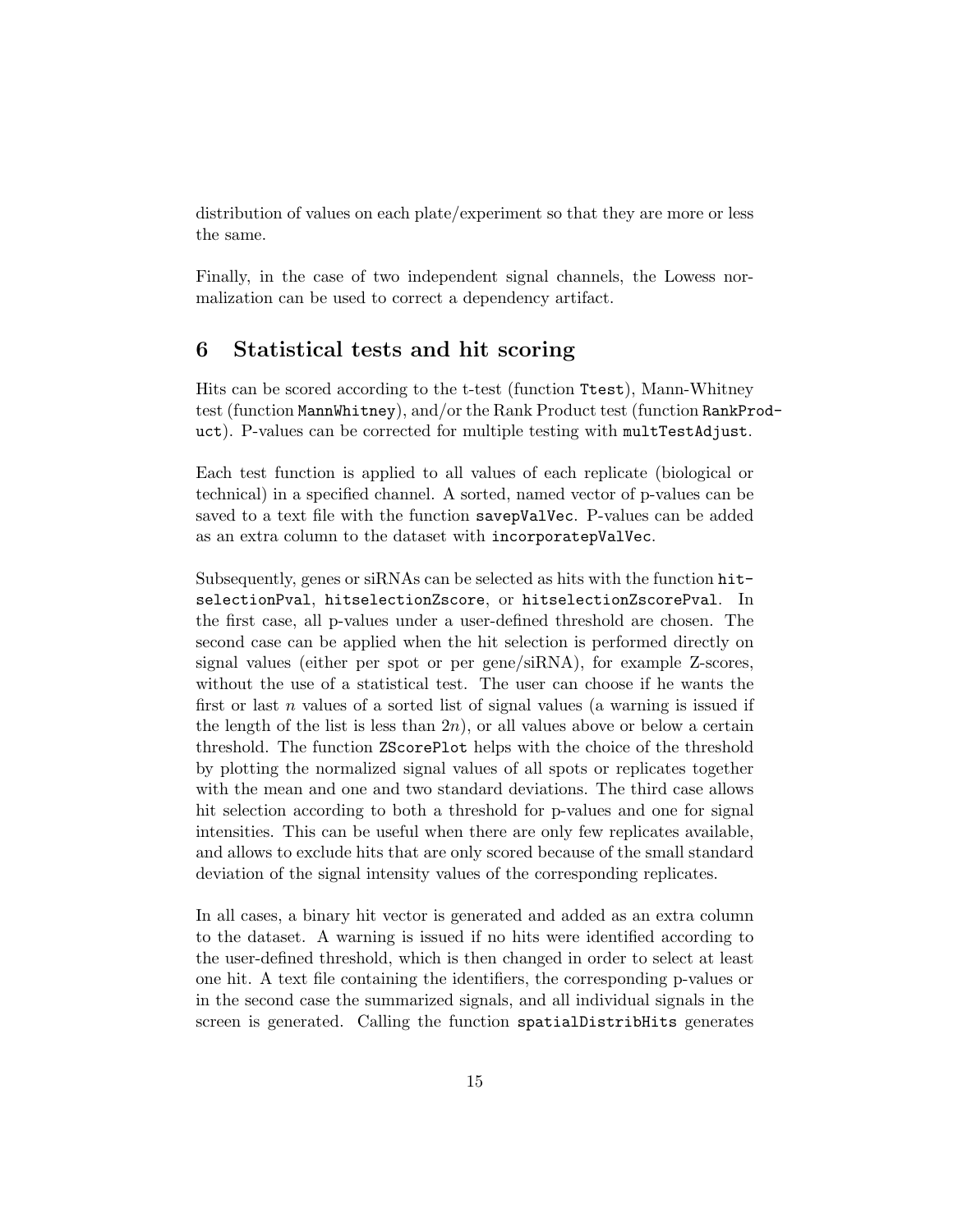distribution of values on each plate/experiment so that they are more or less the same.

Finally, in the case of two independent signal channels, the Lowess normalization can be used to correct a dependency artifact.

## 6 Statistical tests and hit scoring

Hits can be scored according to the t-test (function `Ttest`), Mann-Whitney test (function `MannWhitney`), and/or the Rank Product test (function `RankProduct`). P-values can be corrected for multiple testing with `multTestAdjust`.

Each test function is applied to all values of each replicate (biological or technical) in a specified channel. A sorted, named vector of p-values can be saved to a text file with the function `savepValVec`. P-values can be added as an extra column to the dataset with `incorporatepValVec`.

Subsequently, genes or siRNAs can be selected as hits with the function `hitselectionPval`, `hitselectionZscore`, or `hitselectionZscorePval`. In the first case, all p-values under a user-defined threshold are chosen. The second case can be applied when the hit selection is performed directly on signal values (either per spot or per gene/siRNA), for example Z-scores, without the use of a statistical test. The user can choose if he wants the first or last $n$ values of a sorted list of signal values (a warning is issued if the length of the list is less than $2n$), or all values above or below a certain threshold. The function `ZScorePlot` helps with the choice of the threshold by plotting the normalized signal values of all spots or replicates together with the mean and one and two standard deviations. The third case allows hit selection according to both a threshold for p-values and one for signal intensities. This can be useful when there are only few replicates available, and allows to exclude hits that are only scored because of the small standard deviation of the signal intensity values of the corresponding replicates.

In all cases, a binary hit vector is generated and added as an extra column to the dataset. A warning is issued if no hits were identified according to the user-defined threshold, which is then changed in order to select at least one hit. A text file containing the identifiers, the corresponding p-values or in the second case the summarized signals, and all individual signals in the screen is generated. Calling the function `spatialDistribHits` generates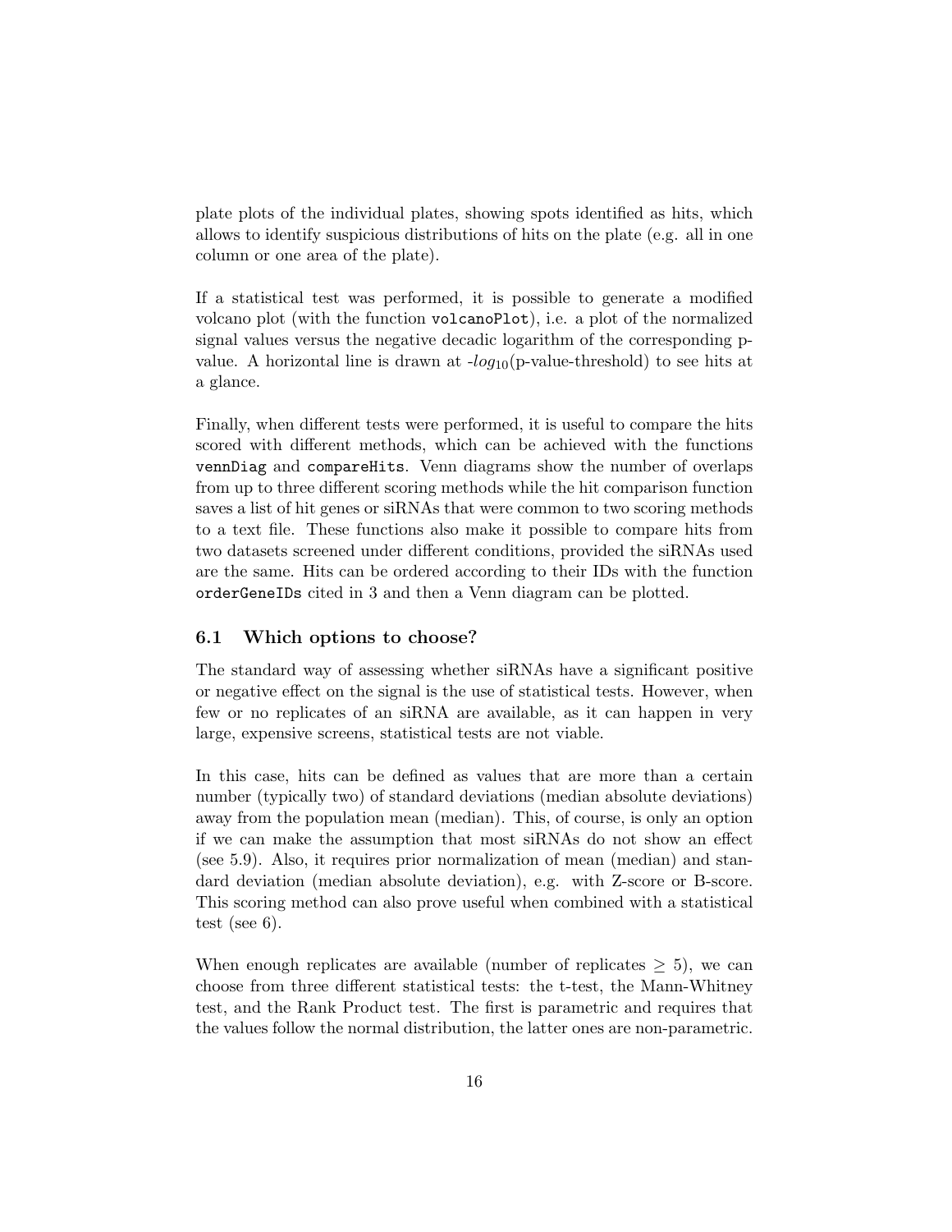plate plots of the individual plates, showing spots identified as hits, which allows to identify suspicious distributions of hits on the plate (e.g. all in one column or one area of the plate).

If a statistical test was performed, it is possible to generate a modified volcano plot (with the function `volcanoPlot`), i.e. a plot of the normalized signal values versus the negative decadic logarithm of the corresponding p-value. A horizontal line is drawn at $-log_{10}$(p-value-threshold) to see hits at a glance.

Finally, when different tests were performed, it is useful to compare the hits scored with different methods, which can be achieved with the functions `vennDiag` and `compareHits`. Venn diagrams show the number of overlaps from up to three different scoring methods while the hit comparison function saves a list of hit genes or siRNAs that were common to two scoring methods to a text file. These functions also make it possible to compare hits from two datasets screened under different conditions, provided the siRNAs used are the same. Hits can be ordered according to their IDs with the function `orderGeneIDs` cited in 3 and then a Venn diagram can be plotted.

### 6.1 Which options to choose?

The standard way of assessing whether siRNAs have a significant positive or negative effect on the signal is the use of statistical tests. However, when few or no replicates of an siRNA are available, as it can happen in very large, expensive screens, statistical tests are not viable.

In this case, hits can be defined as values that are more than a certain number (typically two) of standard deviations (median absolute deviations) away from the population mean (median). This, of course, is only an option if we can make the assumption that most siRNAs do not show an effect (see 5.9). Also, it requires prior normalization of mean (median) and standard deviation (median absolute deviation), e.g. with Z-score or B-score. This scoring method can also prove useful when combined with a statistical test (see 6).

When enough replicates are available (number of replicates $\geq 5$), we can choose from three different statistical tests: the t-test, the Mann-Whitney test, and the Rank Product test. The first is parametric and requires that the values follow the normal distribution, the latter ones are non-parametric.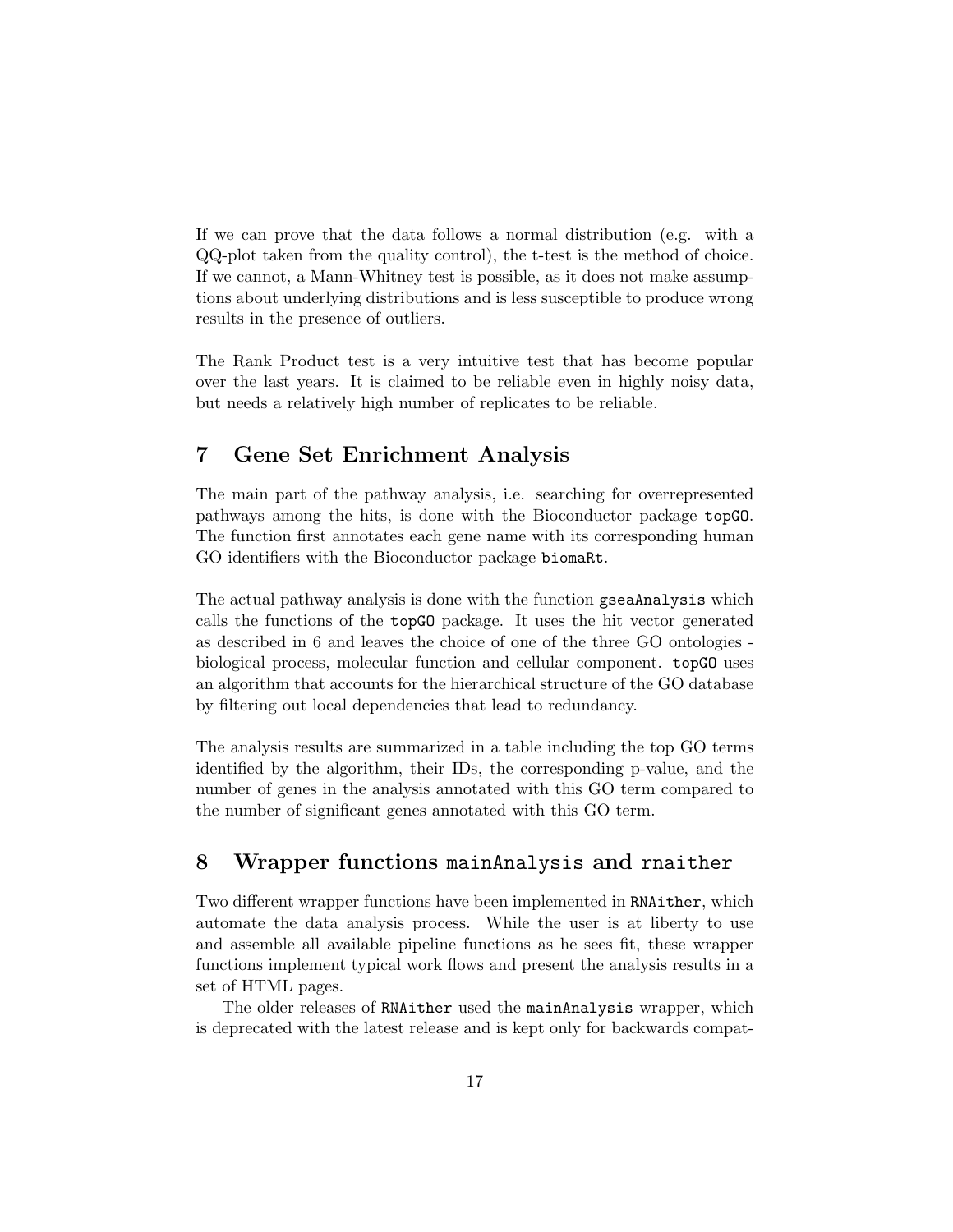If we can prove that the data follows a normal distribution (e.g. with a QQ-plot taken from the quality control), the t-test is the method of choice. If we cannot, a Mann-Whitney test is possible, as it does not make assumptions about underlying distributions and is less susceptible to produce wrong results in the presence of outliers.

The Rank Product test is a very intuitive test that has become popular over the last years. It is claimed to be reliable even in highly noisy data, but needs a relatively high number of replicates to be reliable.

## 7 Gene Set Enrichment Analysis

The main part of the pathway analysis, i.e. searching for overrepresented pathways among the hits, is done with the Bioconductor package `topGO`. The function first annotates each gene name with its corresponding human GO identifiers with the Bioconductor package `biomaRt`.

The actual pathway analysis is done with the function `gseaAnalysis` which calls the functions of the `topGO` package. It uses the hit vector generated as described in 6 and leaves the choice of one of the three GO ontologies - biological process, molecular function and cellular component. `topGO` uses an algorithm that accounts for the hierarchical structure of the GO database by filtering out local dependencies that lead to redundancy.

The analysis results are summarized in a table including the top GO terms identified by the algorithm, their IDs, the corresponding p-value, and the number of genes in the analysis annotated with this GO term compared to the number of significant genes annotated with this GO term.

## 8 Wrapper functions `mainAnalysis` and `rnaither`

Two different wrapper functions have been implemented in `RNAither`, which automate the data analysis process. While the user is at liberty to use and assemble all available pipeline functions as he sees fit, these wrapper functions implement typical work flows and present the analysis results in a set of HTML pages.

The older releases of `RNAither` used the `mainAnalysis` wrapper, which is deprecated with the latest release and is kept only for backwards compat-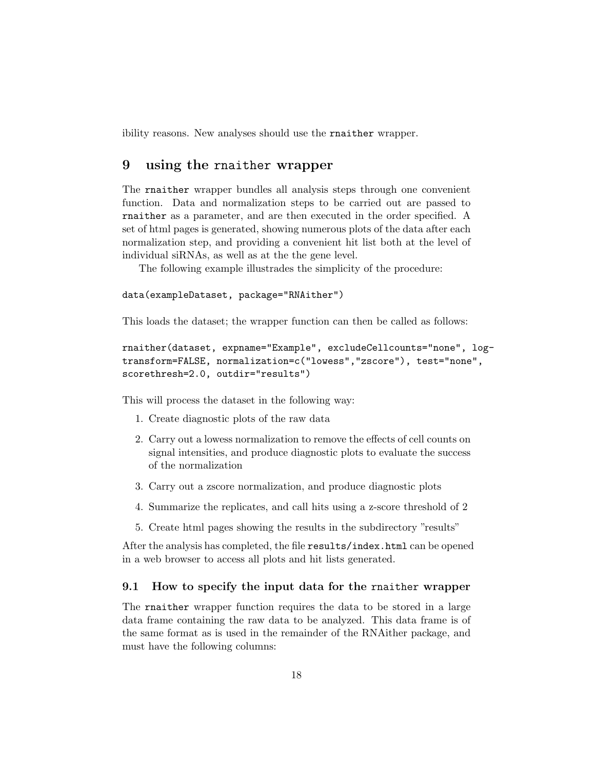ibility reasons. New analyses should use the rnaither wrapper.

## 9 using the rnaither wrapper

The rnaither wrapper bundles all analysis steps through one convenient function. Data and normalization steps to be carried out are passed to rnaither as a parameter, and are then executed in the order specified. A set of html pages is generated, showing numerous plots of the data after each normalization step, and providing a convenient hit list both at the level of individual siRNAs, as well as at the the gene level.

The following example illustrades the simplicity of the procedure:

```
data(exampleDataset, package="RNAither")
```

This loads the dataset; the wrapper function can then be called as follows:

```
rnaither(dataset, expname="Example", excludeCellcounts="none", log-
transform=FALSE, normalization=c("lowess","zscore"), test="none",
scorethresh=2.0, outdir="results")
```

This will process the dataset in the following way:

1. Create diagnostic plots of the raw data
2. Carry out a lowess normalization to remove the effects of cell counts on signal intensities, and produce diagnostic plots to evaluate the success of the normalization
3. Carry out a zscore normalization, and produce diagnostic plots
4. Summarize the replicates, and call hits using a z-score threshold of 2
5. Create html pages showing the results in the subdirectory "results"

After the analysis has completed, the file `results/index.html` can be opened in a web browser to access all plots and hit lists generated.

### 9.1 How to specify the input data for the rnaither wrapper

The rnaither wrapper function requires the data to be stored in a large data frame containing the raw data to be analyzed. This data frame is of the same format as is used in the remainder of the RNAither package, and must have the following columns: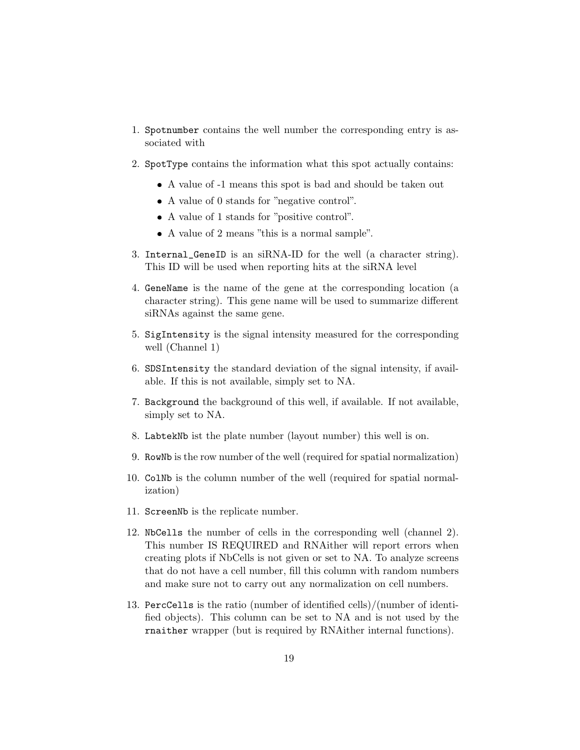1. `Spotnumber` contains the well number the corresponding entry is associated with
2. `SpotType` contains the information what this spot actually contains:
   - A value of -1 means this spot is bad and should be taken out
   - A value of 0 stands for "negative control".
   - A value of 1 stands for "positive control".
   - A value of 2 means "this is a normal sample".
3. `Internal_GeneID` is an siRNA-ID for the well (a character string). This ID will be used when reporting hits at the siRNA level
4. `GeneName` is the name of the gene at the corresponding location (a character string). This gene name will be used to summarize different siRNAs against the same gene.
5. `SigIntensity` is the signal intensity measured for the corresponding well (Channel 1)
6. `SDSIntensity` the standard deviation of the signal intensity, if available. If this is not available, simply set to NA.
7. `Background` the background of this well, if available. If not available, simply set to NA.
8. `LabtekNb` ist the plate number (layout number) this well is on.
9. `RowNb` is the row number of the well (required for spatial normalization)
10. `ColNb` is the column number of the well (required for spatial normalization)
11. `ScreenNb` is the replicate number.
12. `NbCells` the number of cells in the corresponding well (channel 2). This number IS REQUIRED and RNAither will report errors when creating plots if NbCells is not given or set to NA. To analyze screens that do not have a cell number, fill this column with random numbers and make sure not to carry out any normalization on cell numbers.
13. `PercCells` is the ratio (number of identified cells)/(number of identified objects). This column can be set to NA and is not used by the `rnaither` wrapper (but is required by RNAither internal functions).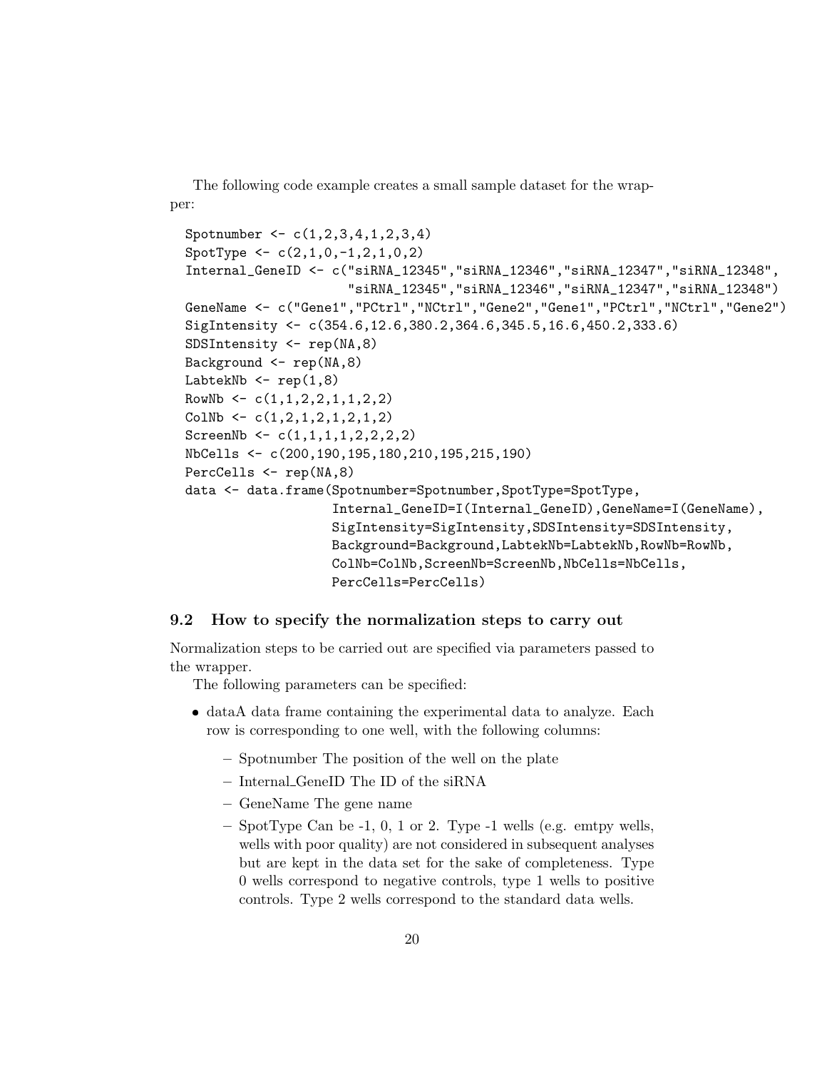The following code example creates a small sample dataset for the wrapper:

```
Spotnumber <- c(1,2,3,4,1,2,3,4)
SpotType <- c(2,1,0,-1,2,1,0,2)
Internal_GeneID <- c("siRNA_12345","siRNA_12346","siRNA_12347","siRNA_12348",
                     "siRNA_12345","siRNA_12346","siRNA_12347","siRNA_12348")
GeneName <- c("Gene1","PCtrl","NCtrl","Gene2","Gene1","PCtrl","NCtrl","Gene2")
SigIntensity <- c(354.6,12.6,380.2,364.6,345.5,16.6,450.2,333.6)
SDSIntensity <- rep(NA,8)
Background <- rep(NA,8)
LabtekNb <- rep(1,8)
RowNb <- c(1,1,2,2,1,1,2,2)
ColNb <- c(1,2,1,2,1,2,1,2)
ScreenNb <- c(1,1,1,1,2,2,2,2)
NbCells <- c(200,190,195,180,210,195,215,190)
PercCells <- rep(NA,8)
data <- data.frame(Spotnumber=Spotnumber,SpotType=SpotType,
                   Internal_GeneID=I(Internal_GeneID),GeneName=I(GeneName),
                   SigIntensity=SigIntensity,SDSIntensity=SDSIntensity,
                   Background=Background,LabtekNb=LabtekNb,RowNb=RowNb,
                   ColNb=ColNb,ScreenNb=ScreenNb,NbCells=NbCells,
                   PercCells=PercCells)
```

## 9.2 How to specify the normalization steps to carry out

Normalization steps to be carried out are specified via parameters passed to the wrapper.

The following parameters can be specified:

- dataA data frame containing the experimental data to analyze. Each row is corresponding to one well, with the following columns:
  - Spotnumber The position of the well on the plate
  - Internal_GeneID The ID of the siRNA
  - GeneName The gene name
  - SpotType Can be -1, 0, 1 or 2. Type -1 wells (e.g. emtpy wells, wells with poor quality) are not considered in subsequent analyses but are kept in the data set for the sake of completeness. Type 0 wells correspond to negative controls, type 1 wells to positive controls. Type 2 wells correspond to the standard data wells.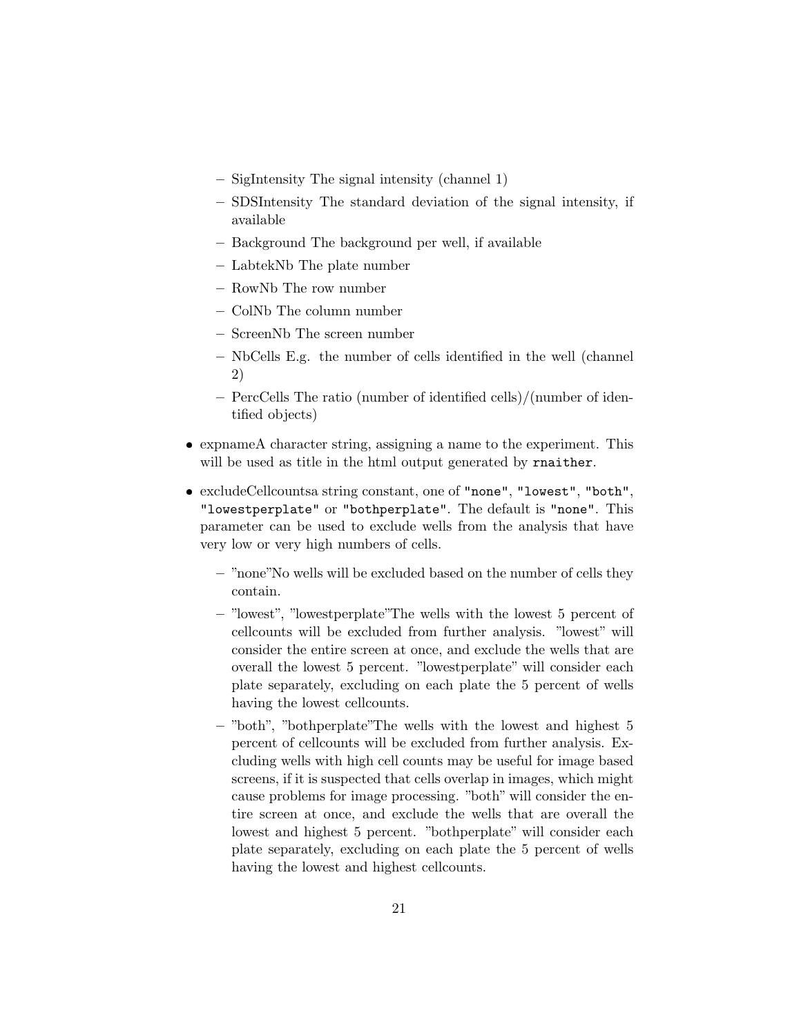- SigIntensity The signal intensity (channel 1)
- SDSIntensity The standard deviation of the signal intensity, if available
- Background The background per well, if available
- LabtekNb The plate number
- RowNb The row number
- ColNb The column number
- ScreenNb The screen number
- NbCells E.g. the number of cells identified in the well (channel 2)
- PercCells The ratio (number of identified cells)/(number of identified objects)

- expnameA character string, assigning a name to the experiment. This will be used as title in the html output generated by `rnaither`.
- excludeCellcountsa string constant, one of `"none"`, `"lowest"`, `"both"`, `"lowestperplate"` or `"bothperplate"`. The default is `"none"`. This parameter can be used to exclude wells from the analysis that have very low or very high numbers of cells.
  - "none"No wells will be excluded based on the number of cells they contain.
  - "lowest", "lowestperplate"The wells with the lowest 5 percent of cellcounts will be excluded from further analysis. "lowest" will consider the entire screen at once, and exclude the wells that are overall the lowest 5 percent. "lowestperplate" will consider each plate separately, excluding on each plate the 5 percent of wells having the lowest cellcounts.
  - "both", "bothperplate"The wells with the lowest and highest 5 percent of cellcounts will be excluded from further analysis. Excluding wells with high cell counts may be useful for image based screens, if it is suspected that cells overlap in images, which might cause problems for image processing. "both" will consider the entire screen at once, and exclude the wells that are overall the lowest and highest 5 percent. "bothperplate" will consider each plate separately, excluding on each plate the 5 percent of wells having the lowest and highest cellcounts.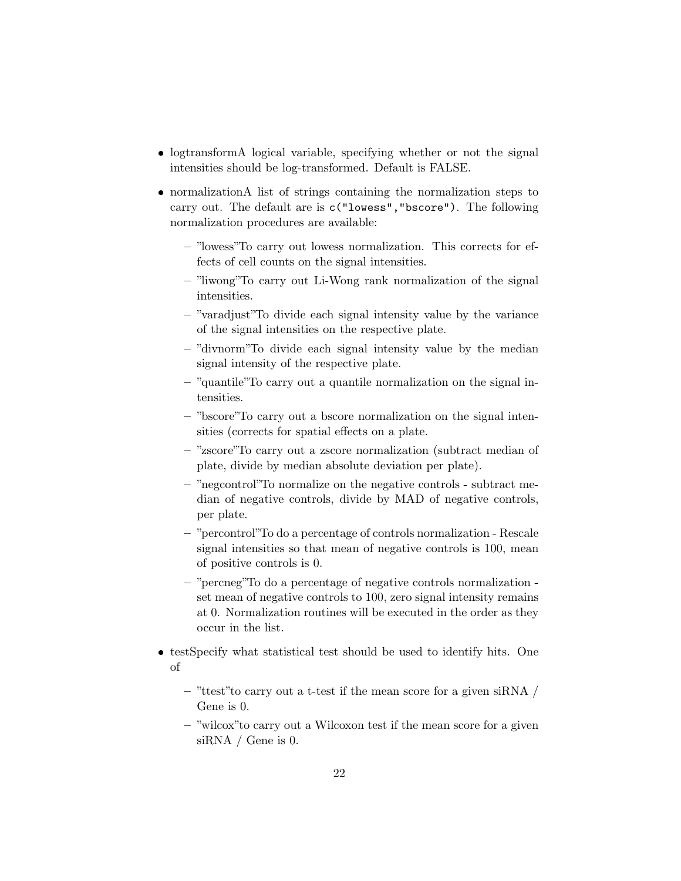- logtransformA logical variable, specifying whether or not the signal intensities should be log-transformed. Default is FALSE.
- normalizationA list of strings containing the normalization steps to carry out. The default are is `c("lowess","bscore")`. The following normalization procedures are available:
  - "lowess"To carry out lowess normalization. This corrects for effects of cell counts on the signal intensities.
  - "liwong"To carry out Li-Wong rank normalization of the signal intensities.
  - "varadjust"To divide each signal intensity value by the variance of the signal intensities on the respective plate.
  - "divnorm"To divide each signal intensity value by the median signal intensity of the respective plate.
  - "quantile"To carry out a quantile normalization on the signal intensities.
  - "bscore"To carry out a bscore normalization on the signal intensities (corrects for spatial effects on a plate.
  - "zscore"To carry out a zscore normalization (subtract median of plate, divide by median absolute deviation per plate).
  - "negcontrol"To normalize on the negative controls - subtract median of negative controls, divide by MAD of negative controls, per plate.
  - "percontrol"To do a percentage of controls normalization - Rescale signal intensities so that mean of negative controls is 100, mean of positive controls is 0.
  - "percneg"To do a percentage of negative controls normalization - set mean of negative controls to 100, zero signal intensity remains at 0. Normalization routines will be executed in the order as they occur in the list.
- testSpecify what statistical test should be used to identify hits. One of
  - "ttest"to carry out a t-test if the mean score for a given siRNA / Gene is 0.
  - "wilcox"to carry out a Wilcoxon test if the mean score for a given siRNA / Gene is 0.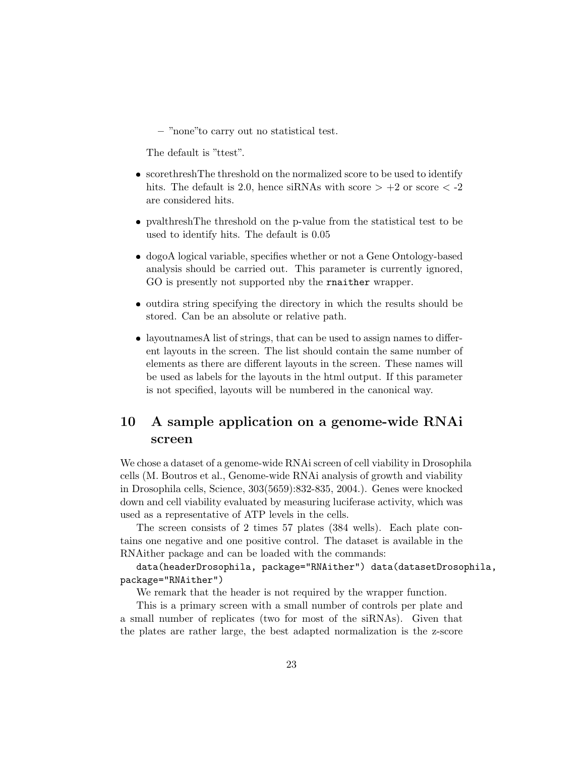- "none"to carry out no statistical test.

  The default is "ttest".

- scorethreshThe threshold on the normalized score to be used to identify hits. The default is 2.0, hence siRNAs with score > +2 or score < -2 are considered hits.

- pvalthreshThe threshold on the p-value from the statistical test to be used to identify hits. The default is 0.05

- dogoA logical variable, specifies whether or not a Gene Ontology-based analysis should be carried out. This parameter is currently ignored, GO is presently not supported nby the `rnaither` wrapper.

- outdira string specifying the directory in which the results should be stored. Can be an absolute or relative path.

- layoutnamesA list of strings, that can be used to assign names to different layouts in the screen. The list should contain the same number of elements as there are different layouts in the screen. These names will be used as labels for the layouts in the html output. If this parameter is not specified, layouts will be numbered in the canonical way.

# 10 A sample application on a genome-wide RNAi screen

We chose a dataset of a genome-wide RNAi screen of cell viability in Drosophila cells (M. Boutros et al., Genome-wide RNAi analysis of growth and viability in Drosophila cells, Science, 303(5659):832-835, 2004.). Genes were knocked down and cell viability evaluated by measuring luciferase activity, which was used as a representative of ATP levels in the cells.

The screen consists of 2 times 57 plates (384 wells). Each plate contains one negative and one positive control. The dataset is available in the RNAither package and can be loaded with the commands:

```
data(headerDrosophila, package="RNAither") data(datasetDrosophila, package="RNAither")
```

We remark that the header is not required by the wrapper function.

This is a primary screen with a small number of controls per plate and a small number of replicates (two for most of the siRNAs). Given that the plates are rather large, the best adapted normalization is the z-score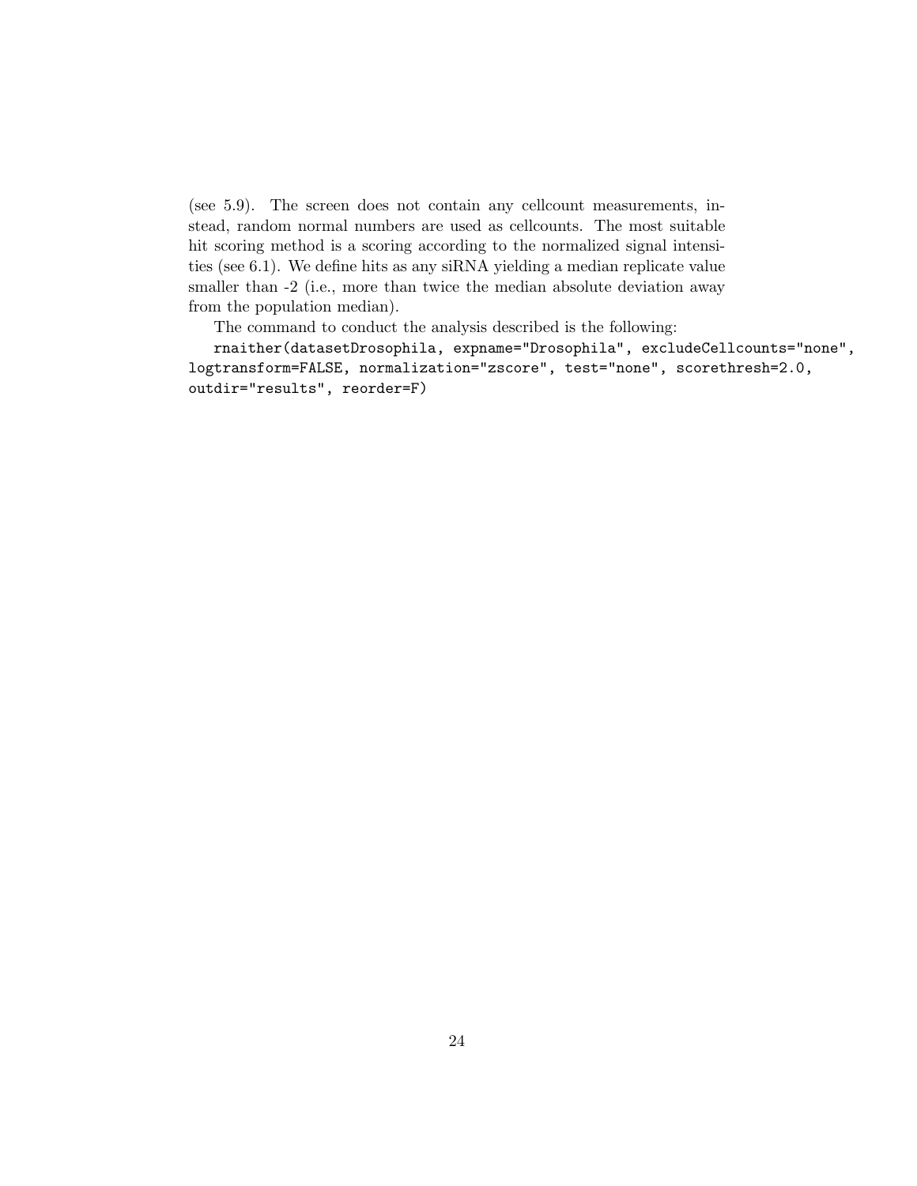(see 5.9). The screen does not contain any cellcount measurements, instead, random normal numbers are used as cellcounts. The most suitable hit scoring method is a scoring according to the normalized signal intensities (see 6.1). We define hits as any siRNA yielding a median replicate value smaller than -2 (i.e., more than twice the median absolute deviation away from the population median).

The command to conduct the analysis described is the following:

```
rnaither(datasetDrosophila, expname="Drosophila", excludeCellcounts="none",
logtransform=FALSE, normalization="zscore", test="none", scorethresh=2.0,
outdir="results", reorder=F)
```